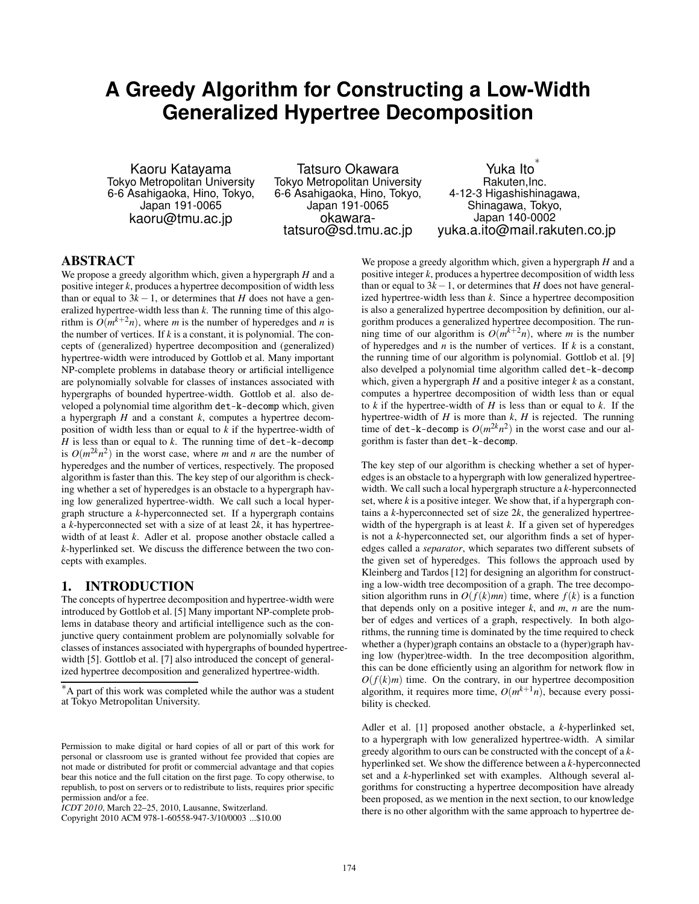# A Greedy Algorithm for Constructing a Low-Width Generalized Hypertree Decomposition

Kaoru Katayama
Tokyo Metropolitan University
6-6 Asahigaoka, Hino, Tokyo, Japan 191-0065
kaoru@tmu.ac.jp

Tatsuro Okawara
Tokyo Metropolitan University
6-6 Asahigaoka, Hino, Tokyo, Japan 191-0065
okawara-tatsuro@sd.tmu.ac.jp

Yuka Ito*
Rakuten,Inc.
4-12-3 Higashishinagawa, Shinagawa, Tokyo, Japan 140-0002
yuka.a.ito@mail.rakuten.co.jp

## ABSTRACT

We propose a greedy algorithm which, given a hypergraph $H$ and a positive integer $k$, produces a hypertree decomposition of width less than or equal to $3k-1$, or determines that $H$ does not have a generalized hypertree-width less than $k$. The running time of this algorithm is $O(m^{k+2}n)$, where $m$ is the number of hyperedges and $n$ is the number of vertices. If $k$ is a constant, it is polynomial. The concepts of (generalized) hypertree decomposition and (generalized) hypertree-width were introduced by Gottlob et al. Many important NP-complete problems in database theory or artificial intelligence are polynomially solvable for classes of instances associated with hypergraphs of bounded hypertree-width. Gottlob et al. also developed a polynomial time algorithm `det-k-decomp` which, given a hypergraph $H$ and a constant $k$, computes a hypertree decomposition of width less than or equal to $k$ if the hypertree-width of $H$ is less than or equal to $k$. The running time of `det-k-decomp` is $O(m^{2k}n^2)$ in the worst case, where $m$ and $n$ are the number of hyperedges and the number of vertices, respectively. The proposed algorithm is faster than this. The key step of our algorithm is checking whether a set of hyperedges is an obstacle to a hypergraph having low generalized hypertree-width. We call such a local hypergraph structure a $k$-hyperconnected set. If a hypergraph contains a $k$-hyperconnected set with a size of at least $2k$, it has hypertree-width of at least $k$. Adler et al. propose another obstacle called a $k$-hyperlinked set. We discuss the difference between the two concepts with examples.

## 1. INTRODUCTION

The concepts of hypertree decomposition and hypertree-width were introduced by Gottlob et al. [5] Many important NP-complete problems in database theory and artificial intelligence such as the conjunctive query containment problem are polynomially solvable for classes of instances associated with hypergraphs of bounded hypertree-width [5]. Gottlob et al. [7] also introduced the concept of generalized hypertree decomposition and generalized hypertree-width.

*A part of this work was completed while the author was a student at Tokyo Metropolitan University.

Permission to make digital or hard copies of all or part of this work for personal or classroom use is granted without fee provided that copies are not made or distributed for profit or commercial advantage and that copies bear this notice and the full citation on the first page. To copy otherwise, to republish, to post on servers or to redistribute to lists, requires prior specific permission and/or a fee.
*ICDT 2010*, March 22–25, 2010, Lausanne, Switzerland.
Copyright 2010 ACM 978-1-60558-947-3/10/0003 ...$10.00

We propose a greedy algorithm which, given a hypergraph $H$ and a positive integer $k$, produces a hypertree decomposition of width less than or equal to $3k-1$, or determines that $H$ does not have generalized hypertree-width less than $k$. Since a hypertree decomposition is also a generalized hypertree decomposition by definition, our algorithm produces a generalized hypertree decomposition. The running time of our algorithm is $O(m^{k+2}n)$, where $m$ is the number of hyperedges and $n$ is the number of vertices. If $k$ is a constant, the running time of our algorithm is polynomial. Gottlob et al. [9] also develped a polynomial time algorithm called `det-k-decomp` which, given a hypergraph $H$ and a positive integer $k$ as a constant, computes a hypertree decomposition of width less than or equal to $k$ if the hypertree-width of $H$ is less than or equal to $k$. If the hypertree-width of $H$ is more than $k$, $H$ is rejected. The running time of `det-k-decomp` is $O(m^{2k}n^2)$ in the worst case and our algorithm is faster than `det-k-decomp`.

The key step of our algorithm is checking whether a set of hyperedges is an obstacle to a hypergraph with low generalized hypertree-width. We call such a local hypergraph structure a $k$-hyperconnected set, where $k$ is a positive integer. We show that, if a hypergraph contains a $k$-hyperconnected set of size $2k$, the generalized hypertree-width of the hypergraph is at least $k$. If a given set of hyperedges is not a $k$-hyperconnected set, our algorithm finds a set of hyperedges called a *separator*, which separates two different subsets of the given set of hyperedges. This follows the approach used by Kleinberg and Tardos [12] for designing an algorithm for constructing a low-width tree decomposition of a graph. The tree decomposition algorithm runs in $O(f(k)mn)$ time, where $f(k)$ is a function that depends only on a positive integer $k$, and $m$, $n$ are the number of edges and vertices of a graph, respectively. In both algorithms, the running time is dominated by the time required to check whether a (hyper)graph contains an obstacle to a (hyper)graph having low (hyper)tree-width. In the tree decomposition algorithm, this can be done efficiently using an algorithm for network flow in $O(f(k)m)$ time. On the contrary, in our hypertree decomposition algorithm, it requires more time, $O(m^{k+1}n)$, because every possibility is checked.

Adler et al. [1] proposed another obstacle, a $k$-hyperlinked set, to a hypergraph with low generalized hypertree-width. A similar greedy algorithm to ours can be constructed with the concept of a $k$-hyperlinked set. We show the difference between a $k$-hyperconnected set and a $k$-hyperlinked set with examples. Although several algorithms for constructing a hypertree decomposition have already been proposed, as we mention in the next section, to our knowledge there is no other algorithm with the same approach to hypertree de-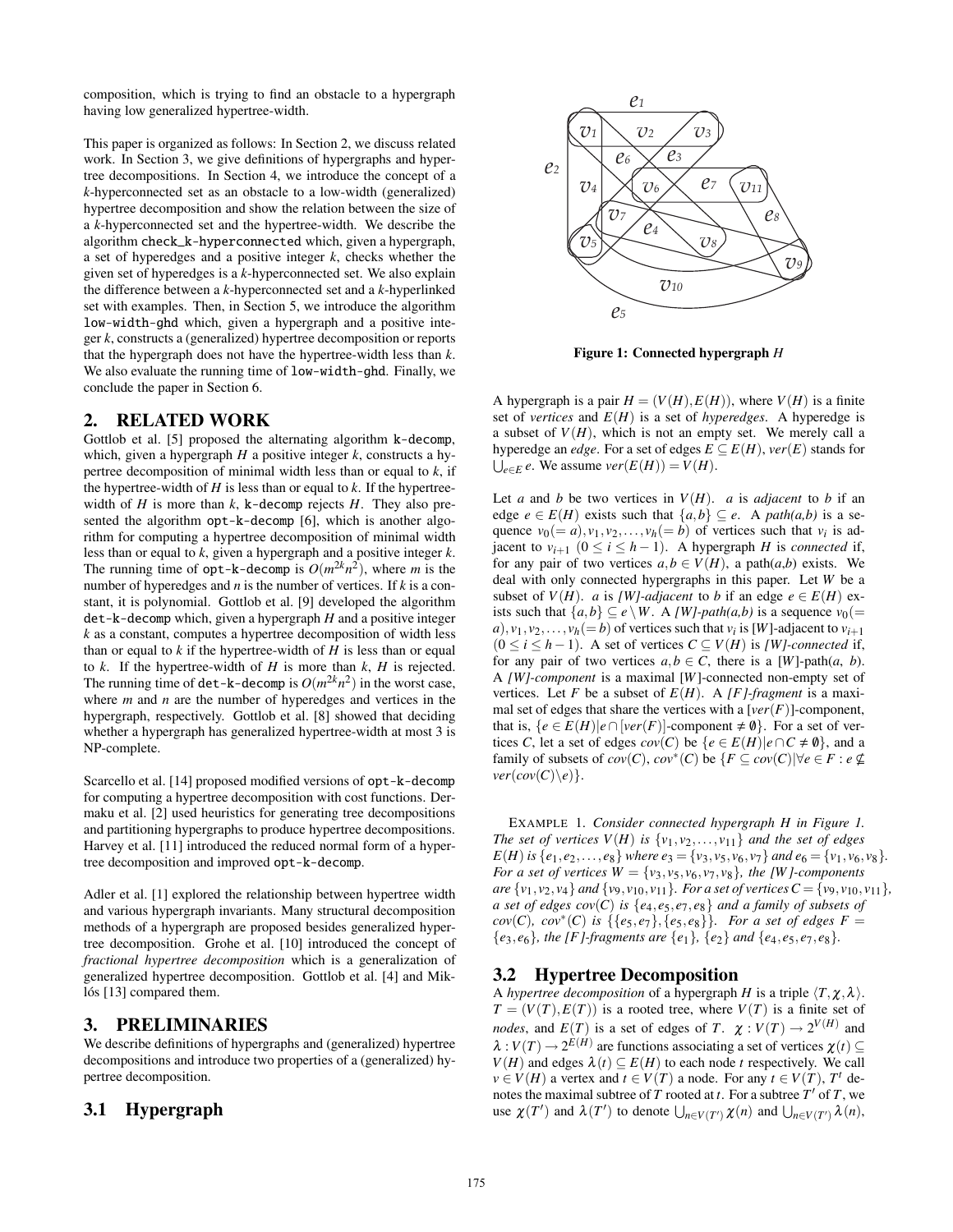composition, which is trying to find an obstacle to a hypergraph having low generalized hypertree-width.

This paper is organized as follows: In Section 2, we discuss related work. In Section 3, we give definitions of hypergraphs and hypertree decompositions. In Section 4, we introduce the concept of a $k$-hyperconnected set as an obstacle to a low-width (generalized) hypertree decomposition and show the relation between the size of a $k$-hyperconnected set and the hypertree-width. We describe the algorithm `check_k-hyperconnected` which, given a hypergraph, a set of hyperedges and a positive integer $k$, checks whether the given set of hyperedges is a $k$-hyperconnected set. We also explain the difference between a $k$-hyperconnected set and a $k$-hyperlinked set with examples. Then, in Section 5, we introduce the algorithm `low-width-ghd` which, given a hypergraph and a positive integer $k$, constructs a (generalized) hypertree decomposition or reports that the hypergraph does not have the hypertree-width less than $k$. We also evaluate the running time of `low-width-ghd`. Finally, we conclude the paper in Section 6.

## 2. RELATED WORK

Gottlob et al. [5] proposed the alternating algorithm `k-decomp`, which, given a hypergraph $H$ a positive integer $k$, constructs a hypertree decomposition of minimal width less than or equal to $k$, if the hypertree-width of $H$ is less than or equal to $k$. If the hypertree-width of $H$ is more than $k$, `k-decomp` rejects $H$. They also presented the algorithm `opt-k-decomp` [6], which is another algorithm for computing a hypertree decomposition of minimal width less than or equal to $k$, given a hypergraph and a positive integer $k$. The running time of `opt-k-decomp` is $O(m^{2k}n^2)$, where $m$ is the number of hyperedges and $n$ is the number of vertices. If $k$ is a constant, it is polynomial. Gottlob et al. [9] developed the algorithm `det-k-decomp` which, given a hypergraph $H$ and a positive integer $k$ as a constant, computes a hypertree decomposition of width less than or equal to $k$ if the hypertree-width of $H$ is less than or equal to $k$. If the hypertree-width of $H$ is more than $k$, $H$ is rejected. The running time of `det-k-decomp` is $O(m^{2k}n^2)$ in the worst case, where $m$ and $n$ are the number of hyperedges and vertices in the hypergraph, respectively. Gottlob et al. [8] showed that deciding whether a hypergraph has generalized hypertree-width at most 3 is NP-complete.

Scarcello et al. [14] proposed modified versions of `opt-k-decomp` for computing a hypertree decomposition with cost functions. Dermaku et al. [2] used heuristics for generating tree decompositions and partitioning hypergraphs to produce hypertree decompositions. Harvey et al. [11] introduced the reduced normal form of a hypertree decomposition and improved `opt-k-decomp`.

Adler et al. [1] explored the relationship between hypertree width and various hypergraph invariants. Many structural decomposition methods of a hypergraph are proposed besides generalized hypertree decomposition. Grohe et al. [10] introduced the concept of *fractional hypertree decomposition* which is a generalization of generalized hypertree decomposition. Gottlob et al. [4] and Miklós [13] compared them.

## 3. PRELIMINARIES

We describe definitions of hypergraphs and (generalized) hypertree decompositions and introduce two properties of a (generalized) hypertree decomposition.

### 3.1 Hypergraph

**Figure 1: Connected hypergraph $H$**

A hypergraph is a pair $H = (V(H), E(H))$, where $V(H)$ is a finite set of *vertices* and $E(H)$ is a set of *hyperedges*. A hyperedge is a subset of $V(H)$, which is not an empty set. We merely call a hyperedge an *edge*. For a set of edges $E \subseteq E(H)$, $ver(E)$ stands for $\bigcup_{e \in E} e$. We assume $ver(E(H)) = V(H)$.

Let $a$ and $b$ be two vertices in $V(H)$. $a$ is *adjacent* to $b$ if an edge $e \in E(H)$ exists such that $\{a, b\} \subseteq e$. A *path(a,b)* is a sequence $v_0(= a), v_1, v_2, \ldots, v_h(= b)$ of vertices such that $v_i$ is adjacent to $v_{i+1}$ $(0 \leq i \leq h-1)$. A hypergraph $H$ is *connected* if, for any pair of two vertices $a, b \in V(H)$, a path($a$,$b$) exists. We deal with only connected hypergraphs in this paper. Let $W$ be a subset of $V(H)$. $a$ is *[W]-adjacent* to $b$ if an edge $e \in E(H)$ exists such that $\{a, b\} \subseteq e \setminus W$. A *[W]-path(a,b)* is a sequence $v_0(= a), v_1, v_2, \ldots, v_h(= b)$ of vertices such that $v_i$ is $[W]$-adjacent to $v_{i+1}$ $(0 \leq i \leq h-1)$. A set of vertices $C \subseteq V(H)$ is *[W]-connected* if, for any pair of two vertices $a, b \in C$, there is a $[W]$-path($a$, $b$). A *[W]-component* is a maximal $[W]$-connected non-empty set of vertices. Let $F$ be a subset of $E(H)$. A *[F]-fragment* is a maximal set of edges that share the vertices with a $[ver(F)]$-component, that is, $\{e \in E(H) | e \cap [ver(F)]\text{-component} \neq \emptyset\}$. For a set of vertices $C$, let a set of edges $cov(C)$ be $\{e \in E(H) | e \cap C \neq \emptyset\}$, and a family of subsets of $cov(C)$, $cov^*(C)$ be $\{F \subseteq cov(C) | \forall e \in F : e \nsubseteq ver(cov(C) \setminus e)\}$.

EXAMPLE 1. *Consider connected hypergraph $H$ in Figure 1. The set of vertices $V(H)$ is $\{v_1, v_2, \ldots, v_{11}\}$ and the set of edges $E(H)$ is $\{e_1, e_2, \ldots, e_8\}$ where $e_3 = \{v_3, v_5, v_6, v_7\}$ and $e_6 = \{v_1, v_6, v_8\}$. For a set of vertices $W = \{v_3, v_5, v_6, v_7, v_8\}$, the $[W]$-components are $\{v_1, v_2, v_4\}$ and $\{v_9, v_{10}, v_{11}\}$. For a set of vertices $C = \{v_9, v_{10}, v_{11}\}$, a set of edges $cov(C)$ is $\{e_4, e_5, e_7, e_8\}$ and a family of subsets of $cov(C)$, $cov^*(C)$ is $\{\{e_5, e_7\}, \{e_5, e_8\}\}$. For a set of edges $F = \{e_3, e_6\}$, the $[F]$-fragments are $\{e_1\}$, $\{e_2\}$ and $\{e_4, e_5, e_7, e_8\}$.*

### 3.2 Hypertree Decomposition

A *hypertree decomposition* of a hypergraph $H$ is a triple $\langle T, \chi, \lambda \rangle$. $T = (V(T), E(T))$ is a rooted tree, where $V(T)$ is a finite set of *nodes*, and $E(T)$ is a set of edges of $T$. $\chi : V(T) \to 2^{V(H)}$ and $\lambda : V(T) \to 2^{E(H)}$ are functions associating a set of vertices $\chi(t) \subseteq V(H)$ and edges $\lambda(t) \subseteq E(H)$ to each node $t$ respectively. We call $v \in V(H)$ a vertex and $t \in V(T)$ a node. For any $t \in V(T)$, $T^t$ denotes the maximal subtree of $T$ rooted at $t$. For a subtree $T'$ of $T$, we use $\chi(T')$ and $\lambda(T')$ to denote $\bigcup_{n \in V(T')} \chi(n)$ and $\bigcup_{n \in V(T')} \lambda(n)$,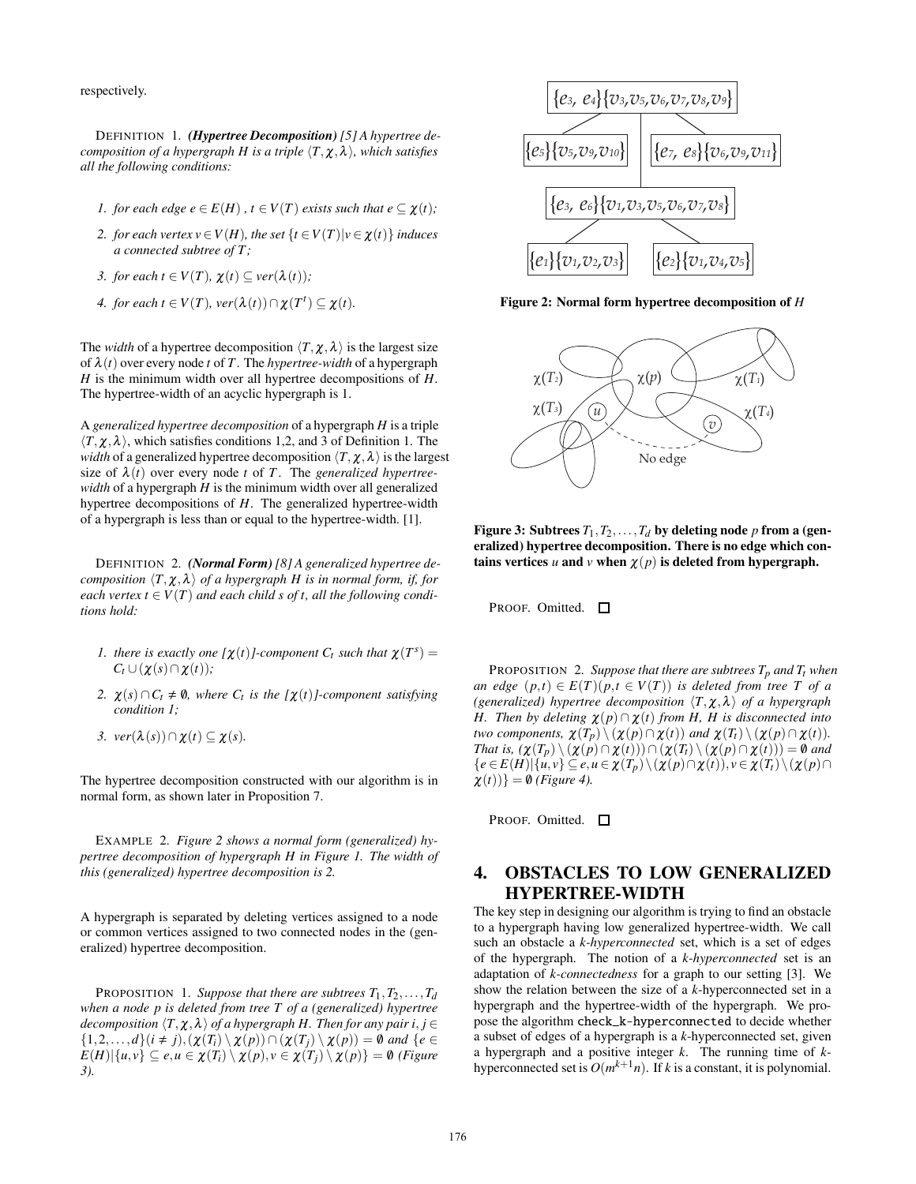respectively.

DEFINITION 1. ***(Hypertree Decomposition)*** *[5] A hypertree decomposition of a hypergraph $H$ is a triple $\langle T, \chi, \lambda \rangle$, which satisfies all the following conditions:*

1. *for each edge $e \in E(H)$, $t \in V(T)$ exists such that $e \subseteq \chi(t)$;*
2. *for each vertex $v \in V(H)$, the set $\{t \in V(T) | v \in \chi(t)\}$ induces a connected subtree of $T$;*
3. *for each $t \in V(T)$, $\chi(t) \subseteq ver(\lambda(t))$;*
4. *for each $t \in V(T)$, $ver(\lambda(t)) \cap \chi(T^t) \subseteq \chi(t)$.*

The *width* of a hypertree decomposition $\langle T, \chi, \lambda \rangle$ is the largest size of $\lambda(t)$ over every node $t$ of $T$. The *hypertree-width* of a hypergraph $H$ is the minimum width over all hypertree decompositions of $H$. The hypertree-width of an acyclic hypergraph is 1.

A *generalized hypertree decomposition* of a hypergraph $H$ is a triple $\langle T, \chi, \lambda \rangle$, which satisfies conditions 1,2, and 3 of Definition 1. The *width* of a generalized hypertree decomposition $\langle T, \chi, \lambda \rangle$ is the largest size of $\lambda(t)$ over every node $t$ of $T$. The *generalized hypertree-width* of a hypergraph $H$ is the minimum width over all generalized hypertree decompositions of $H$. The generalized hypertree-width of a hypergraph is less than or equal to the hypertree-width. [1].

DEFINITION 2. ***(Normal Form)*** *[8] A generalized hypertree decomposition $\langle T, \chi, \lambda \rangle$ of a hypergraph $H$ is in normal form, if, for each vertex $t \in V(T)$ and each child $s$ of $t$, all the following conditions hold:*

1. *there is exactly one $[\chi(t)]$-component $C_t$ such that $\chi(T^s) = C_t \cup (\chi(s) \cap \chi(t))$;*
2. *$\chi(s) \cap C_t \neq \emptyset$, where $C_t$ is the $[\chi(t)]$-component satisfying condition 1;*
3. *$ver(\lambda(s)) \cap \chi(t) \subseteq \chi(s)$.*

The hypertree decomposition constructed with our algorithm is in normal form, as shown later in Proposition 7.

EXAMPLE 2. *Figure 2 shows a normal form (generalized) hypertree decomposition of hypergraph H in Figure 1. The width of this (generalized) hypertree decomposition is 2.*

A hypergraph is separated by deleting vertices assigned to a node or common vertices assigned to two connected nodes in the (generalized) hypertree decomposition.

PROPOSITION 1. *Suppose that there are subtrees $T_1, T_2, \ldots, T_d$ when a node $p$ is deleted from tree $T$ of a (generalized) hypertree decomposition $\langle T, \chi, \lambda \rangle$ of a hypergraph $H$. Then for any pair $i, j \in \{1, 2, \ldots, d\} (i \neq j), (\chi(T_i) \setminus \chi(p)) \cap (\chi(T_j) \setminus \chi(p)) = \emptyset$ and $\{e \in E(H) | \{u, v\} \subseteq e, u \in \chi(T_i) \setminus \chi(p), v \in \chi(T_j) \setminus \chi(p)\} = \emptyset$ (Figure 3).*

$\{e_3, e_4\}\{v_3, v_5, v_6, v_7, v_8, v_9\}$ — children: $\{e_5\}\{v_5, v_9, v_{10}\}$, $\{e_3, e_6\}\{v_1, v_3, v_5, v_6, v_7, v_8\}$, $\{e_7, e_8\}\{v_6, v_9, v_{11}\}$; children of $\{e_3, e_6\}$: $\{e_1\}\{v_1, v_2, v_3\}$, $\{e_2\}\{v_1, v_4, v_5\}$

**Figure 2: Normal form hypertree decomposition of $H$**

**Figure 3: Subtrees $T_1, T_2, \ldots, T_d$ by deleting node $p$ from a (generalized) hypertree decomposition. There is no edge which contains vertices $u$ and $v$ when $\chi(p)$ is deleted from hypergraph.**

PROOF. Omitted. □

PROPOSITION 2. *Suppose that there are subtrees $T_p$ and $T_t$ when an edge $(p, t) \in E(T) (p, t \in V(T))$ is deleted from tree $T$ of a (generalized) hypertree decomposition $\langle T, \chi, \lambda \rangle$ of a hypergraph $H$. Then by deleting $\chi(p) \cap \chi(t)$ from $H$, $H$ is disconnected into two components, $\chi(T_p) \setminus (\chi(p) \cap \chi(t))$ and $\chi(T_t) \setminus (\chi(p) \cap \chi(t))$. That is, $(\chi(T_p) \setminus (\chi(p) \cap \chi(t))) \cap (\chi(T_t) \setminus (\chi(p) \cap \chi(t))) = \emptyset$ and $\{e \in E(H) | \{u, v\} \subseteq e, u \in \chi(T_p) \setminus (\chi(p) \cap \chi(t)), v \in \chi(T_t) \setminus (\chi(p) \cap \chi(t))\} = \emptyset$ (Figure 4).*

PROOF. Omitted. □

## 4. OBSTACLES TO LOW GENERALIZED HYPERTREE-WIDTH

The key step in designing our algorithm is trying to find an obstacle to a hypergraph having low generalized hypertree-width. We call such an obstacle a *k-hyperconnected* set, which is a set of edges of the hypergraph. The notion of a *k-hyperconnected* set is an adaptation of *k-connectedness* for a graph to our setting [3]. We show the relation between the size of a *k*-hyperconnected set in a hypergraph and the hypertree-width of the hypergraph. We propose the algorithm `check_k-hyperconnected` to decide whether a subset of edges of a hypergraph is a *k*-hyperconnected set, given a hypergraph and a positive integer *k*. The running time of *k*-hyperconnected set is $O(m^{k+1}n)$. If *k* is a constant, it is polynomial.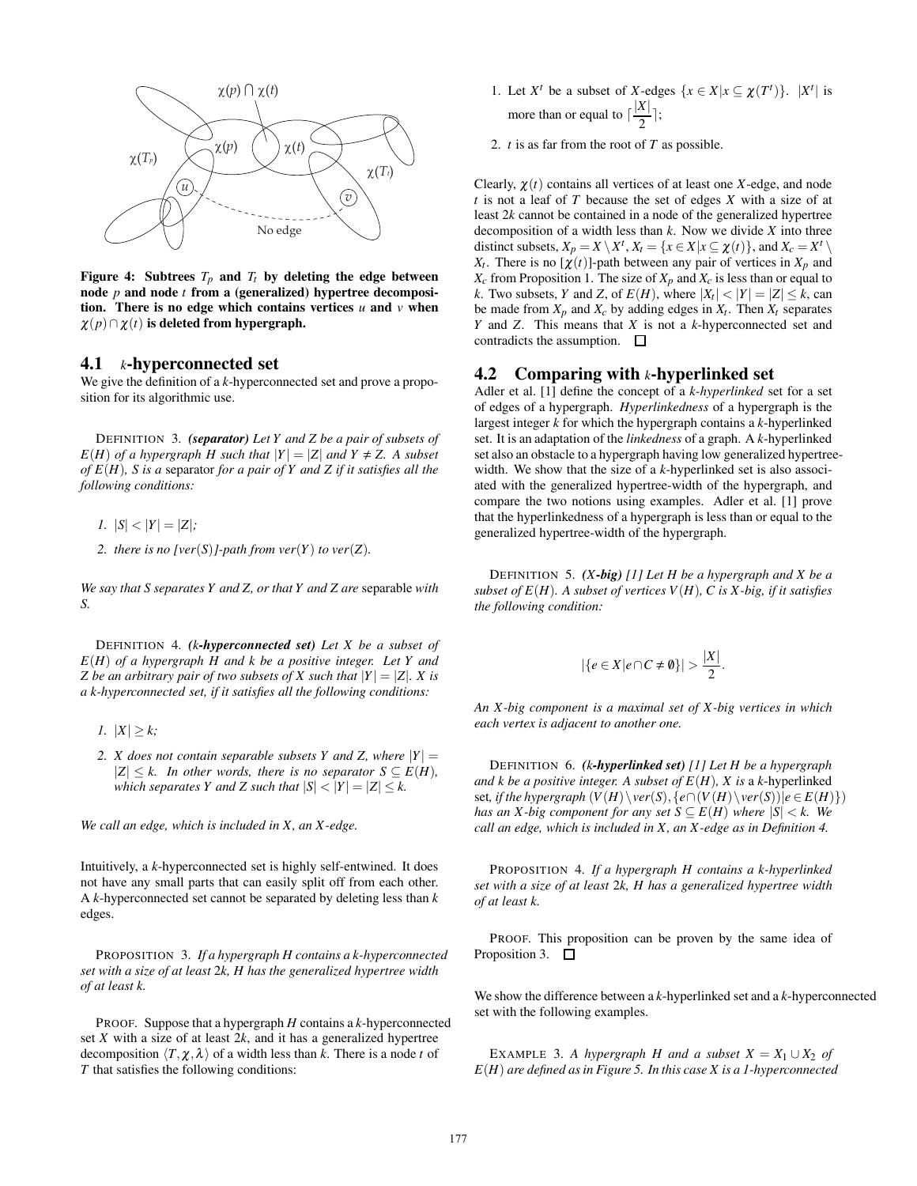Figure 4: Subtrees $T_p$ and $T_t$ by deleting the edge between node $p$ and node $t$ from a (generalized) hypertree decomposition. There is no edge which contains vertices $u$ and $v$ when $\chi(p) \cap \chi(t)$ is deleted from hypergraph.

## 4.1 $k$-hyperconnected set

We give the definition of a $k$-hyperconnected set and prove a proposition for its algorithmic use.

DEFINITION 3. ***(separator)*** *Let $Y$ and $Z$ be a pair of subsets of $E(H)$ of a hypergraph $H$ such that $|Y| = |Z|$ and $Y \neq Z$. A subset of $E(H)$, $S$ is a* separator *for a pair of $Y$ and $Z$ if it satisfies all the following conditions:*

1. *$|S| < |Y| = |Z|$;*
2. *there is no $[ver(S)]$-path from $ver(Y)$ to $ver(Z)$.*

*We say that $S$ separates $Y$ and $Z$, or that $Y$ and $Z$ are* separable *with $S$.*

DEFINITION 4. ***(k-hyperconnected set)*** *Let $X$ be a subset of $E(H)$ of a hypergraph $H$ and $k$ be a positive integer. Let $Y$ and $Z$ be an arbitrary pair of two subsets of $X$ such that $|Y| = |Z|$. $X$ is a $k$-hyperconnected set, if it satisfies all the following conditions:*

1. *$|X| \geq k$;*
2. *$X$ does not contain separable subsets $Y$ and $Z$, where $|Y| = |Z| \leq k$. In other words, there is no separator $S \subseteq E(H)$, which separates $Y$ and $Z$ such that $|S| < |Y| = |Z| \leq k$.*

*We call an edge, which is included in $X$, an $X$-edge.*

Intuitively, a $k$-hyperconnected set is highly self-entwined. It does not have any small parts that can easily split off from each other. A $k$-hyperconnected set cannot be separated by deleting less than $k$ edges.

PROPOSITION 3. *If a hypergraph $H$ contains a $k$-hyperconnected set with a size of at least $2k$, $H$ has the generalized hypertree width of at least $k$.*

PROOF. Suppose that a hypergraph $H$ contains a $k$-hyperconnected set $X$ with a size of at least $2k$, and it has a generalized hypertree decomposition $\langle T, \chi, \lambda \rangle$ of a width less than $k$. There is a node $t$ of $T$ that satisfies the following conditions:

1. Let $X^t$ be a subset of $X$-edges $\{x \in X | x \subseteq \chi(T^t)\}$. $|X^t|$ is more than or equal to $\lceil \frac{|X|}{2} \rceil$;
2. $t$ is as far from the root of $T$ as possible.

Clearly, $\chi(t)$ contains all vertices of at least one $X$-edge, and node $t$ is not a leaf of $T$ because the set of edges $X$ with a size of at least $2k$ cannot be contained in a node of the generalized hypertree decomposition of a width less than $k$. Now we divide $X$ into three distinct subsets, $X_p = X \setminus X^t$, $X_t = \{x \in X | x \subseteq \chi(t)\}$, and $X_c = X^t \setminus X_t$. There is no $[\chi(t)]$-path between any pair of vertices in $X_p$ and $X_c$ from Proposition 1. The size of $X_p$ and $X_c$ is less than or equal to $k$. Two subsets, $Y$ and $Z$, of $E(H)$, where $|X_t| < |Y| = |Z| \leq k$, can be made from $X_p$ and $X_c$ by adding edges in $X_t$. Then $X_t$ separates $Y$ and $Z$. This means that $X$ is not a $k$-hyperconnected set and contradicts the assumption. $\square$

## 4.2 Comparing with $k$-hyperlinked set

Adler et al. [1] define the concept of a *k-hyperlinked* set for a set of edges of a hypergraph. *Hyperlinkedness* of a hypergraph is the largest integer $k$ for which the hypergraph contains a $k$-hyperlinked set. It is an adaptation of the *linkedness* of a graph. A $k$-hyperlinked set also an obstacle to a hypergraph having low generalized hypertree-width. We show that the size of a $k$-hyperlinked set is also associated with the generalized hypertree-width of the hypergraph, and compare the two notions using examples. Adler et al. [1] prove that the hyperlinkedness of a hypergraph is less than or equal to the generalized hypertree-width of the hypergraph.

DEFINITION 5. ***(X-big)*** *[1] Let $H$ be a hypergraph and $X$ be a subset of $E(H)$. A subset of vertices $V(H)$, $C$ is $X$-big, if it satisfies the following condition:*

$$|\{e \in X | e \cap C \neq \emptyset\}| > \frac{|X|}{2}.$$

*An $X$-big component is a maximal set of $X$-big vertices in which each vertex is adjacent to another one.*

DEFINITION 6. ***(k-hyperlinked set)*** *[1] Let $H$ be a hypergraph and $k$ be a positive integer. A subset of $E(H)$, $X$ is a* $k$-hyperlinked set, *if the hypergraph $(V(H) \setminus ver(S), \{e \cap (V(H) \setminus ver(S)) | e \in E(H)\})$ has an $X$-big component for any set $S \subseteq E(H)$ where $|S| < k$. We call an edge, which is included in $X$, an $X$-edge as in Definition 4.*

PROPOSITION 4. *If a hypergraph $H$ contains a $k$-hyperlinked set with a size of at least $2k$, $H$ has a generalized hypertree width of at least $k$.*

PROOF. This proposition can be proven by the same idea of Proposition 3. $\square$

We show the difference between a $k$-hyperlinked set and a $k$-hyperconnected set with the following examples.

EXAMPLE 3. *A hypergraph $H$ and a subset $X = X_1 \cup X_2$ of $E(H)$ are defined as in Figure 5. In this case $X$ is a 1-hyperconnected*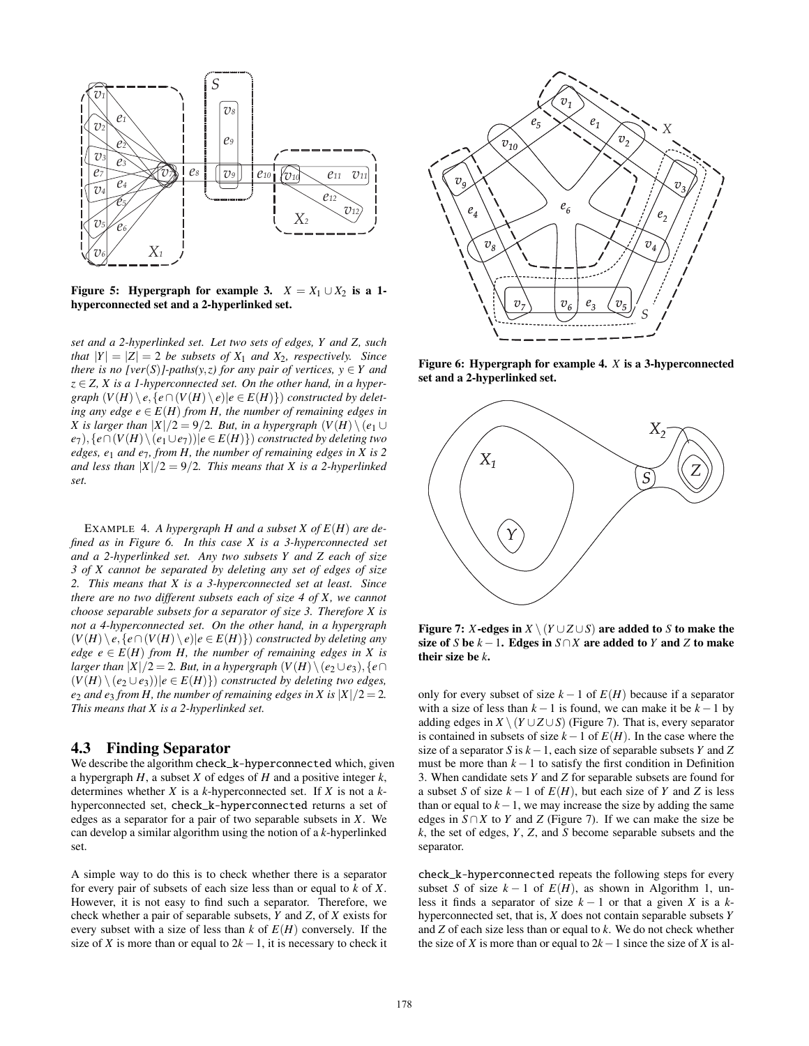Figure 5: Hypergraph for example 3. $X = X_1 \cup X_2$ is a 1-hyperconnected set and a 2-hyperlinked set.

*set and a 2-hyperlinked set. Let two sets of edges, $Y$ and $Z$, such that $|Y| = |Z| = 2$ be subsets of $X_1$ and $X_2$, respectively. Since there is no [ver(S)]-paths(y,z) for any pair of vertices, $y \in Y$ and $z \in Z$, $X$ is a 1-hyperconnected set. On the other hand, in a hypergraph $(V(H) \setminus e, \{e \cap (V(H) \setminus e) | e \in E(H)\})$ constructed by deleting any edge $e \in E(H)$ from $H$, the number of remaining edges in $X$ is larger than $|X|/2 = 9/2$. But, in a hypergraph $(V(H) \setminus (e_1 \cup e_7), \{e \cap (V(H) \setminus (e_1 \cup e_7)) | e \in E(H)\})$ constructed by deleting two edges, $e_1$ and $e_7$, from $H$, the number of remaining edges in $X$ is 2 and less than $|X|/2 = 9/2$. This means that $X$ is a 2-hyperlinked set.*

EXAMPLE 4. *A hypergraph $H$ and a subset $X$ of $E(H)$ are defined as in Figure 6. In this case $X$ is a 3-hyperconnected set and a 2-hyperlinked set. Any two subsets $Y$ and $Z$ each of size 3 of $X$ cannot be separated by deleting any set of edges of size 2. This means that $X$ is a 3-hyperconnected set at least. Since there are no two different subsets each of size 4 of $X$, we cannot choose separable subsets for a separator of size 3. Therefore $X$ is not a 4-hyperconnected set. On the other hand, in a hypergraph $(V(H) \setminus e, \{e \cap (V(H) \setminus e) | e \in E(H)\})$ constructed by deleting any edge $e \in E(H)$ from $H$, the number of remaining edges in $X$ is larger than $|X|/2 = 2$. But, in a hypergraph $(V(H) \setminus (e_2 \cup e_3), \{e \cap (V(H) \setminus (e_2 \cup e_3)) | e \in E(H)\})$ constructed by deleting two edges, $e_2$ and $e_3$ from $H$, the number of remaining edges in $X$ is $|X|/2 = 2$. This means that $X$ is a 2-hyperlinked set.*

## 4.3 Finding Separator

We describe the algorithm check_k-hyperconnected which, given a hypergraph $H$, a subset $X$ of edges of $H$ and a positive integer $k$, determines whether $X$ is a $k$-hyperconnected set. If $X$ is not a $k$-hyperconnected set, check_k-hyperconnected returns a set of edges as a separator for a pair of two separable subsets in $X$. We can develop a similar algorithm using the notion of a $k$-hyperlinked set.

A simple way to do this is to check whether there is a separator for every pair of subsets of each size less than or equal to $k$ of $X$. However, it is not easy to find such a separator. Therefore, we check whether a pair of separable subsets, $Y$ and $Z$, of $X$ exists for every subset with a size of less than $k$ of $E(H)$ conversely. If the size of $X$ is more than or equal to $2k-1$, it is necessary to check it only for every subset of size $k-1$ of $E(H)$ because if a separator with a size of less than $k-1$ is found, we can make it be $k-1$ by adding edges in $X \setminus (Y \cup Z \cup S)$ (Figure 7). That is, every separator is contained in subsets of size $k-1$ of $E(H)$. In the case where the size of a separator $S$ is $k-1$, each size of separable subsets $Y$ and $Z$ must be more than $k-1$ to satisfy the first condition in Definition 3. When candidate sets $Y$ and $Z$ for separable subsets are found for a subset $S$ of size $k-1$ of $E(H)$, but each size of $Y$ and $Z$ is less than or equal to $k-1$, we may increase the size by adding the same edges in $S \cap X$ to $Y$ and $Z$ (Figure 7). If we can make the size be $k$, the set of edges, $Y$, $Z$, and $S$ become separable subsets and the separator.

Figure 6: Hypergraph for example 4. $X$ is a 3-hyperconnected set and a 2-hyperlinked set.

Figure 7: $X$-edges in $X \setminus (Y \cup Z \cup S)$ are added to $S$ to make the size of $S$ be $k-1$. Edges in $S \cap X$ are added to $Y$ and $Z$ to make their size be $k$.

check_k-hyperconnected repeats the following steps for every subset $S$ of size $k-1$ of $E(H)$, as shown in Algorithm 1, unless it finds a separator of size $k-1$ or that a given $X$ is a $k$-hyperconnected set, that is, $X$ does not contain separable subsets $Y$ and $Z$ of each size less than or equal to $k$. We do not check whether the size of $X$ is more than or equal to $2k-1$ since the size of $X$ is al-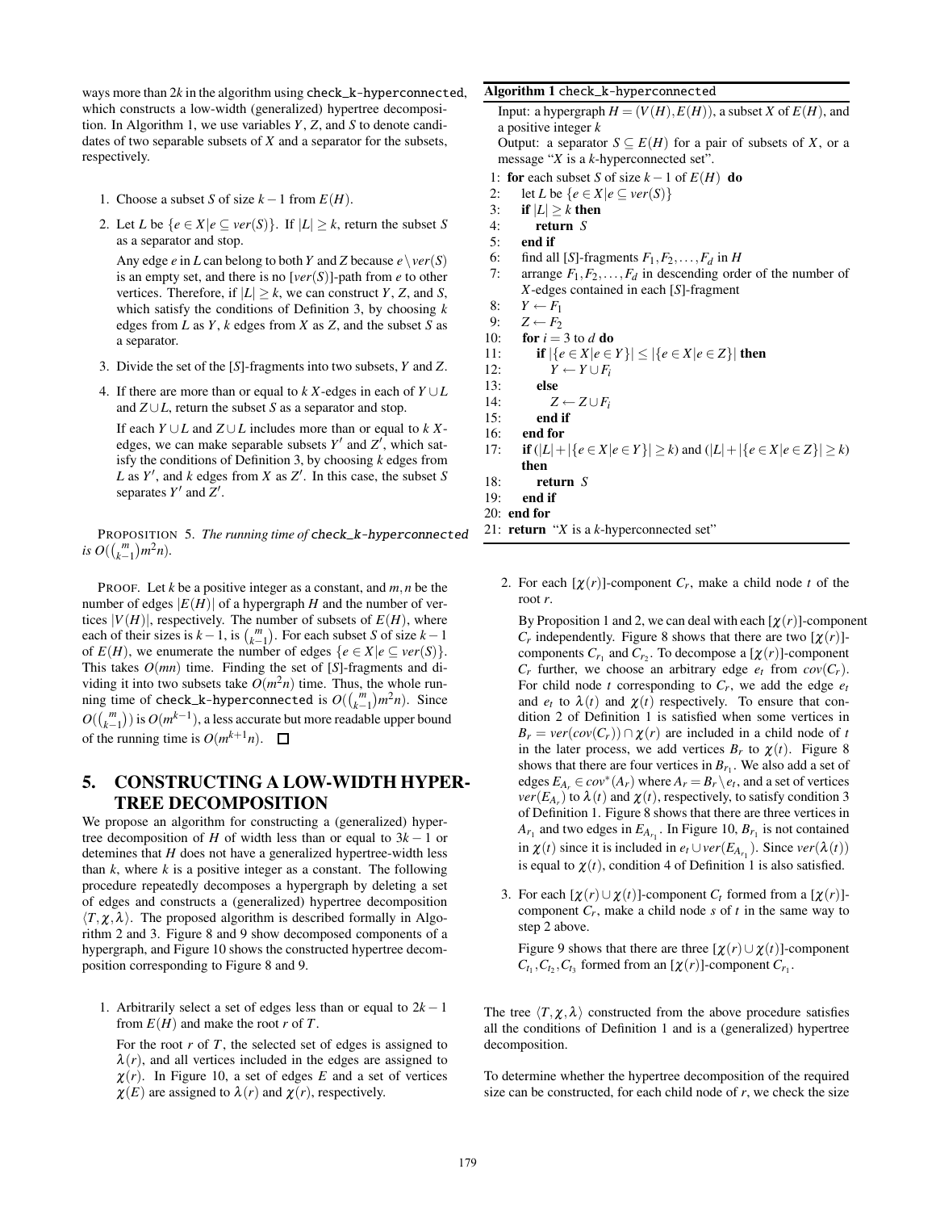ways more than $2k$ in the algorithm using check_k-hyperconnected, which constructs a low-width (generalized) hypertree decomposition. In Algorithm 1, we use variables $Y$, $Z$, and $S$ to denote candidates of two separable subsets of $X$ and a separator for the subsets, respectively.

1. Choose a subset $S$ of size $k-1$ from $E(H)$.

2. Let $L$ be $\{e \in X | e \subseteq ver(S)\}$. If $|L| \geq k$, return the subset $S$ as a separator and stop.

   Any edge $e$ in $L$ can belong to both $Y$ and $Z$ because $e \setminus ver(S)$ is an empty set, and there is no $[ver(S)]$-path from $e$ to other vertices. Therefore, if $|L| \geq k$, we can construct $Y$, $Z$, and $S$, which satisfy the conditions of Definition 3, by choosing $k$ edges from $L$ as $Y$, $k$ edges from $X$ as $Z$, and the subset $S$ as a separator.

3. Divide the set of the $[S]$-fragments into two subsets, $Y$ and $Z$.

4. If there are more than or equal to $k$ $X$-edges in each of $Y \cup L$ and $Z \cup L$, return the subset $S$ as a separator and stop.

   If each $Y \cup L$ and $Z \cup L$ includes more than or equal to $k$ $X$-edges, we can make separable subsets $Y'$ and $Z'$, which satisfy the conditions of Definition 3, by choosing $k$ edges from $L$ as $Y'$, and $k$ edges from $X$ as $Z'$. In this case, the subset $S$ separates $Y'$ and $Z'$.

PROPOSITION 5. *The running time of* check_k-hyperconnected *is* $O(\binom{m}{k-1}m^2n)$.

PROOF. Let $k$ be a positive integer as a constant, and $m,n$ be the number of edges $|E(H)|$ of a hypergraph $H$ and the number of vertices $|V(H)|$, respectively. The number of subsets of $E(H)$, where each of their sizes is $k-1$, is $\binom{m}{k-1}$. For each subset $S$ of size $k-1$ of $E(H)$, we enumerate the number of edges $\{e \in X | e \subseteq ver(S)\}$. This takes $O(mn)$ time. Finding the set of $[S]$-fragments and dividing it into two subsets take $O(m^2n)$ time. Thus, the whole running time of check_k-hyperconnected is $O(\binom{m}{k-1}m^2n)$. Since $O(\binom{m}{k-1})$ is $O(m^{k-1})$, a less accurate but more readable upper bound of the running time is $O(m^{k+1}n)$. □

## 5. CONSTRUCTING A LOW-WIDTH HYPERTREE DECOMPOSITION

We propose an algorithm for constructing a (generalized) hypertree decomposition of $H$ of width less than or equal to $3k-1$ or detemines that $H$ does not have a generalized hypertree-width less than $k$, where $k$ is a positive integer as a constant. The following procedure repeatedly decomposes a hypergraph by deleting a set of edges and constructs a (generalized) hypertree decomposition $\langle T, \chi, \lambda \rangle$. The proposed algorithm is described formally in Algorithm 2 and 3. Figure 8 and 9 show decomposed components of a hypergraph, and Figure 10 shows the constructed hypertree decomposition corresponding to Figure 8 and 9.

1. Arbitrarily select a set of edges less than or equal to $2k-1$ from $E(H)$ and make the root $r$ of $T$.

   For the root $r$ of $T$, the selected set of edges is assigned to $\lambda(r)$, and all vertices included in the edges are assigned to $\chi(r)$. In Figure 10, a set of edges $E$ and a set of vertices $\chi(E)$ are assigned to $\lambda(r)$ and $\chi(r)$, respectively.

**Algorithm 1** check_k-hyperconnected

Input: a hypergraph $H = (V(H), E(H))$, a subset $X$ of $E(H)$, and a positive integer $k$
Output: a separator $S \subseteq E(H)$ for a pair of subsets of $X$, or a message "$X$ is a $k$-hyperconnected set".

```
1: for each subset S of size k−1 of E(H) do
2:    let L be {e ∈ X | e ⊆ ver(S)}
3:    if |L| ≥ k then
4:       return S
5:    end if
6:    find all [S]-fragments F_1, F_2, ..., F_d in H
7:    arrange F_1, F_2, ..., F_d in descending order of the number of
      X-edges contained in each [S]-fragment
8:    Y ← F_1
9:    Z ← F_2
10:   for i = 3 to d do
11:      if |{e ∈ X | e ∈ Y}| ≤ |{e ∈ X | e ∈ Z}| then
12:         Y ← Y ∪ F_i
13:      else
14:         Z ← Z ∪ F_i
15:      end if
16:   end for
17:   if (|L| + |{e ∈ X | e ∈ Y}| ≥ k) and (|L| + |{e ∈ X | e ∈ Z}| ≥ k)
      then
18:      return S
19:   end if
20: end for
21: return "X is a k-hyperconnected set"
```

2. For each $[\chi(r)]$-component $C_r$, make a child node $t$ of the root $r$.

   By Proposition 1 and 2, we can deal with each $[\chi(r)]$-component $C_r$ independently. Figure 8 shows that there are two $[\chi(r)]$-components $C_{r_1}$ and $C_{r_2}$. To decompose a $[\chi(r)]$-component $C_r$ further, we choose an arbitrary edge $e_t$ from $cov(C_r)$. For child node $t$ corresponding to $C_r$, we add the edge $e_t$ and $e_t$ to $\lambda(t)$ and $\chi(t)$ respectively. To ensure that condition 2 of Definition 1 is satisfied when some vertices in $B_r = ver(cov(C_r)) \cap \chi(r)$ are included in a child node of $t$ in the later process, we add vertices $B_r$ to $\chi(t)$. Figure 8 shows that there are four vertices in $B_{r_1}$. We also add a set of edges $E_{A_r} \in cov^*(A_r)$ where $A_r = B_r \setminus e_t$, and a set of vertices $ver(E_{A_r})$ to $\lambda(t)$ and $\chi(t)$, respectively, to satisfy condition 3 of Definition 1. Figure 8 shows that there are three vertices in $A_{r_1}$ and two edges in $E_{A_{r_1}}$. In Figure 10, $B_{r_1}$ is not contained in $\chi(t)$ since it is included in $e_t \cup ver(E_{A_{r_1}})$. Since $ver(\lambda(t))$ is equal to $\chi(t)$, condition 4 of Definition 1 is also satisfied.

3. For each $[\chi(r) \cup \chi(t)]$-component $C_t$ formed from a $[\chi(r)]$-component $C_r$, make a child node $s$ of $t$ in the same way to step 2 above.

   Figure 9 shows that there are three $[\chi(r) \cup \chi(t)]$-component $C_{t_1}, C_{t_2}, C_{t_3}$ formed from an $[\chi(r)]$-component $C_{r_1}$.

The tree $\langle T, \chi, \lambda \rangle$ constructed from the above procedure satisfies all the conditions of Definition 1 and is a (generalized) hypertree decomposition.

To determine whether the hypertree decomposition of the required size can be constructed, for each child node of $r$, we check the size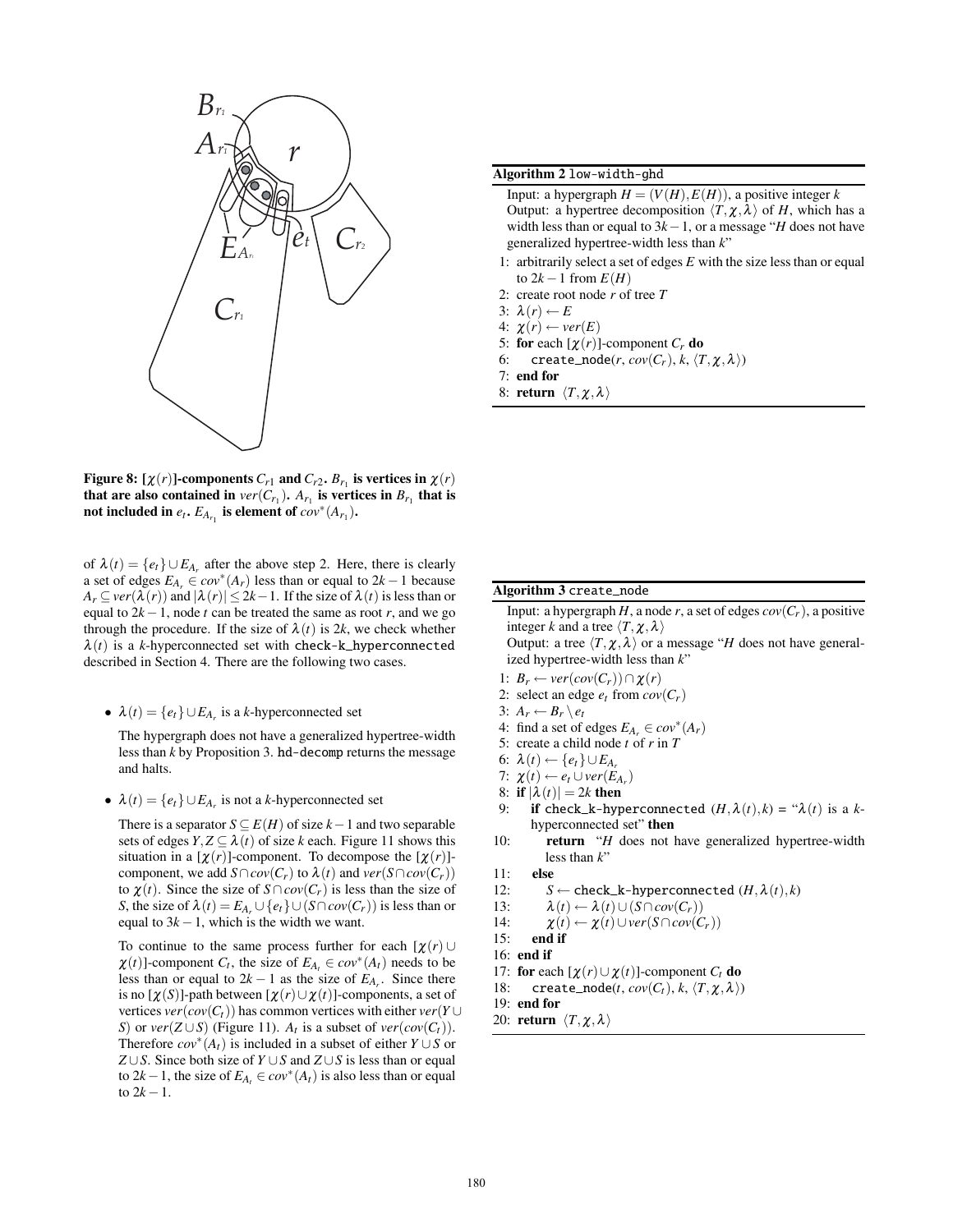**Figure 8: $[\chi(r)]$-components $C_{r1}$ and $C_{r2}$. $B_{r_1}$ is vertices in $\chi(r)$ that are also contained in $ver(C_{r_1})$. $A_{r_1}$ is vertices in $B_{r_1}$ that is not included in $e_t$. $E_{A_{r_1}}$ is element of $cov^*(A_{r_1})$.**

of $\lambda(t) = \{e_t\} \cup E_{A_r}$ after the above step 2. Here, there is clearly a set of edges $E_{A_r} \in cov^*(A_r)$ less than or equal to $2k-1$ because $A_r \subseteq ver(\lambda(r))$ and $|\lambda(r)| \leq 2k-1$. If the size of $\lambda(t)$ is less than or equal to $2k-1$, node $t$ can be treated the same as root $r$, and we go through the procedure. If the size of $\lambda(t)$ is $2k$, we check whether $\lambda(t)$ is a $k$-hyperconnected set with `check-k_hyperconnected` described in Section 4. There are the following two cases.

- $\lambda(t) = \{e_t\} \cup E_{A_r}$ is a $k$-hyperconnected set

  The hypergraph does not have a generalized hypertree-width less than $k$ by Proposition 3. `hd-decomp` returns the message and halts.

- $\lambda(t) = \{e_t\} \cup E_{A_r}$ is not a $k$-hyperconnected set

  There is a separator $S \subseteq E(H)$ of size $k-1$ and two separable sets of edges $Y, Z \subseteq \lambda(t)$ of size $k$ each. Figure 11 shows this situation in a $[\chi(r)]$-component. To decompose the $[\chi(r)]$-component, we add $S \cap cov(C_r)$ to $\lambda(t)$ and $ver(S \cap cov(C_r))$ to $\chi(t)$. Since the size of $S \cap cov(C_r)$ is less than the size of $S$, the size of $\lambda(t) = E_{A_r} \cup \{e_t\} \cup (S \cap cov(C_r))$ is less than or equal to $3k-1$, which is the width we want.

  To continue to the same process further for each $[\chi(r) \cup \chi(t)]$-component $C_t$, the size of $E_{A_t} \in cov^*(A_t)$ needs to be less than or equal to $2k-1$ as the size of $E_{A_r}$. Since there is no $[\chi(S)]$-path between $[\chi(r) \cup \chi(t)]$-components, a set of vertices $ver(cov(C_t))$ has common vertices with either $ver(Y \cup S)$ or $ver(Z \cup S)$ (Figure 11). $A_t$ is a subset of $ver(cov(C_t))$. Therefore $cov^*(A_t)$ is included in a subset of either $Y \cup S$ or $Z \cup S$. Since both size of $Y \cup S$ and $Z \cup S$ is less than or equal to $2k-1$, the size of $E_{A_t} \in cov^*(A_t)$ is also less than or equal to $2k-1$.

**Algorithm 2** `low-width-ghd`

Input: a hypergraph $H = (V(H), E(H))$, a positive integer $k$
Output: a hypertree decomposition $\langle T, \chi, \lambda \rangle$ of $H$, which has a width less than or equal to $3k-1$, or a message "$H$ does not have generalized hypertree-width less than $k$"

```
1: arbitrarily select a set of edges E with the size less than or equal
   to 2k−1 from E(H)
2: create root node r of tree T
3: λ(r) ← E
4: χ(r) ← ver(E)
5: for each [χ(r)]-component C_r do
6:     create_node(r, cov(C_r), k, ⟨T, χ, λ⟩)
7: end for
8: return ⟨T, χ, λ⟩
```

**Algorithm 3** `create_node`

Input: a hypergraph $H$, a node $r$, a set of edges $cov(C_r)$, a positive integer $k$ and a tree $\langle T, \chi, \lambda \rangle$
Output: a tree $\langle T, \chi, \lambda \rangle$ or a message "$H$ does not have generalized hypertree-width less than $k$"

```
1: B_r ← ver(cov(C_r)) ∩ χ(r)
2: select an edge e_t from cov(C_r)
3: A_r ← B_r \ e_t
4: find a set of edges E_{A_r} ∈ cov*(A_r)
5: create a child node t of r in T
6: λ(t) ← {e_t} ∪ E_{A_r}
7: χ(t) ← e_t ∪ ver(E_{A_r})
8: if |λ(t)| = 2k then
9:     if check_k-hyperconnected (H, λ(t), k) = "λ(t) is a k-
       hyperconnected set" then
10:        return "H does not have generalized hypertree-width
           less than k"
11:    else
12:        S ← check_k-hyperconnected (H, λ(t), k)
13:        λ(t) ← λ(t) ∪ (S ∩ cov(C_r))
14:        χ(t) ← χ(t) ∪ ver(S ∩ cov(C_r))
15:    end if
16: end if
17: for each [χ(r) ∪ χ(t)]-component C_t do
18:     create_node(t, cov(C_t), k, ⟨T, χ, λ⟩)
19: end for
20: return ⟨T, χ, λ⟩
```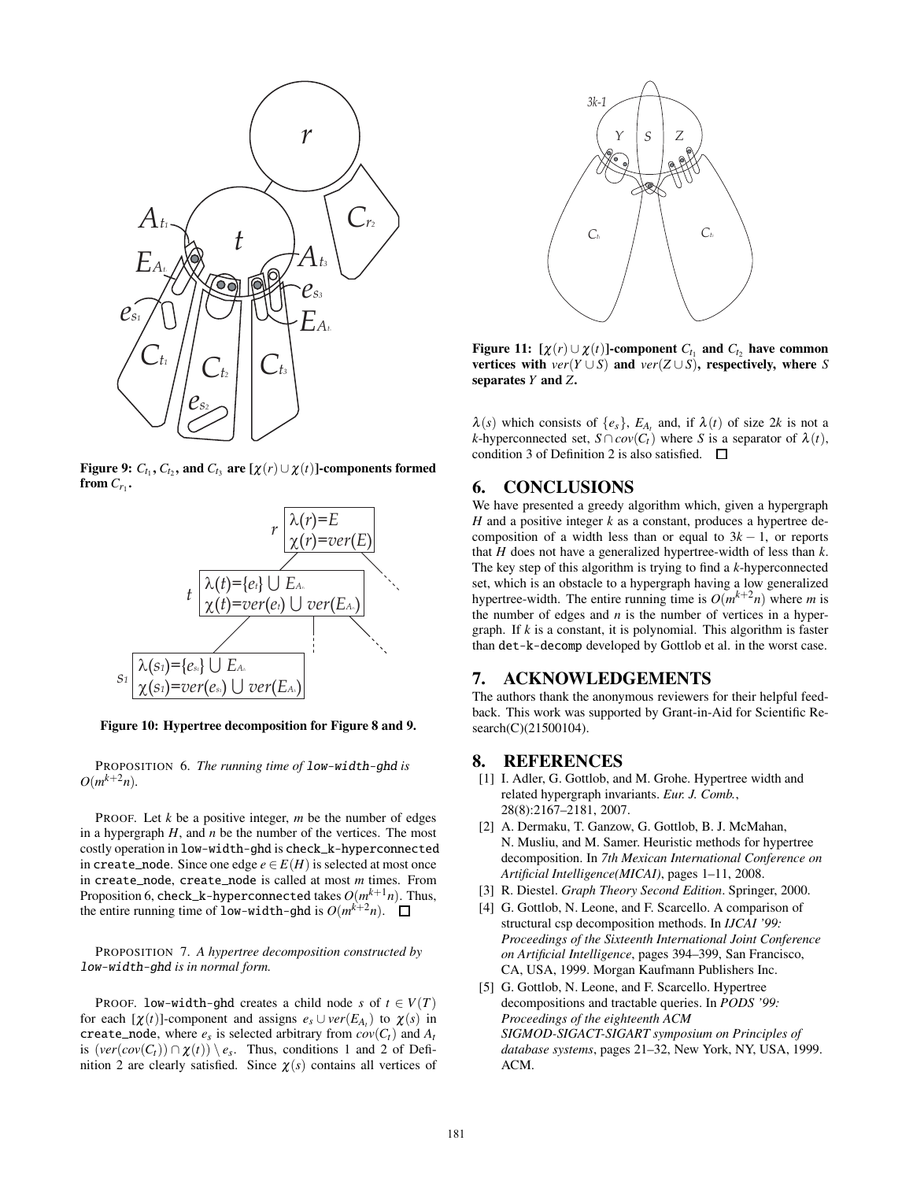**Figure 9: $C_{t_1}$, $C_{t_2}$, and $C_{t_3}$ are $[\chi(r) \cup \chi(t)]$-components formed from $C_{r_1}$.**

**Figure 10: Hypertree decomposition for Figure 8 and 9.**

PROPOSITION 6. *The running time of* `low-width-ghd` *is* $O(m^{k+2}n)$.

PROOF. Let $k$ be a positive integer, $m$ be the number of edges in a hypergraph $H$, and $n$ be the number of the vertices. The most costly operation in `low-width-ghd` is `check_k-hyperconnected` in `create_node`. Since one edge $e \in E(H)$ is selected at most once in `create_node`, `create_node` is called at most $m$ times. From Proposition 6, `check_k-hyperconnected` takes $O(m^{k+1}n)$. Thus, the entire running time of `low-width-ghd` is $O(m^{k+2}n)$. □

PROPOSITION 7. *A hypertree decomposition constructed by* `low-width-ghd` *is in normal form.*

PROOF. `low-width-ghd` creates a child node $s$ of $t \in V(T)$ for each $[\chi(t)]$-component and assigns $e_s \cup ver(E_{A_t})$ to $\chi(s)$ in `create_node`, where $e_s$ is selected arbitrary from $cov(C_t)$ and $A_t$ is $(ver(cov(C_t)) \cap \chi(t)) \setminus e_s$. Thus, conditions 1 and 2 of Definition 2 are clearly satisfied. Since $\chi(s)$ contains all vertices of $\lambda(s)$ which consists of $\{e_s\}$, $E_{A_t}$ and, if $\lambda(t)$ of size $2k$ is not a $k$-hyperconnected set, $S \cap cov(C_t)$ where $S$ is a separator of $\lambda(t)$, condition 3 of Definition 2 is also satisfied. □

**Figure 11: $[\chi(r) \cup \chi(t)]$-component $C_{t_1}$ and $C_{t_2}$ have common vertices with $ver(Y \cup S)$ and $ver(Z \cup S)$, respectively, where $S$ separates $Y$ and $Z$.**

## 6. CONCLUSIONS

We have presented a greedy algorithm which, given a hypergraph $H$ and a positive integer $k$ as a constant, produces a hypertree decomposition of a width less than or equal to $3k - 1$, or reports that $H$ does not have a generalized hypertree-width of less than $k$. The key step of this algorithm is trying to find a $k$-hyperconnected set, which is an obstacle to a hypergraph having a low generalized hypertree-width. The entire running time is $O(m^{k+2}n)$ where $m$ is the number of edges and $n$ is the number of vertices in a hypergraph. If $k$ is a constant, it is polynomial. This algorithm is faster than `det-k-decomp` developed by Gottlob et al. in the worst case.

## 7. ACKNOWLEDGEMENTS

The authors thank the anonymous reviewers for their helpful feedback. This work was supported by Grant-in-Aid for Scientific Research(C)(21500104).

## 8. REFERENCES

[1] I. Adler, G. Gottlob, and M. Grohe. Hypertree width and related hypergraph invariants. *Eur. J. Comb.*, 28(8):2167–2181, 2007.

[2] A. Dermaku, T. Ganzow, G. Gottlob, B. J. McMahan, N. Musliu, and M. Samer. Heuristic methods for hypertree decomposition. In *7th Mexican International Conference on Artificial Intelligence(MICAI)*, pages 1–11, 2008.

[3] R. Diestel. *Graph Theory Second Edition*. Springer, 2000.

[4] G. Gottlob, N. Leone, and F. Scarcello. A comparison of structural csp decomposition methods. In *IJCAI '99: Proceedings of the Sixteenth International Joint Conference on Artificial Intelligence*, pages 394–399, San Francisco, CA, USA, 1999. Morgan Kaufmann Publishers Inc.

[5] G. Gottlob, N. Leone, and F. Scarcello. Hypertree decompositions and tractable queries. In *PODS '99: Proceedings of the eighteenth ACM SIGMOD-SIGACT-SIGART symposium on Principles of database systems*, pages 21–32, New York, NY, USA, 1999. ACM.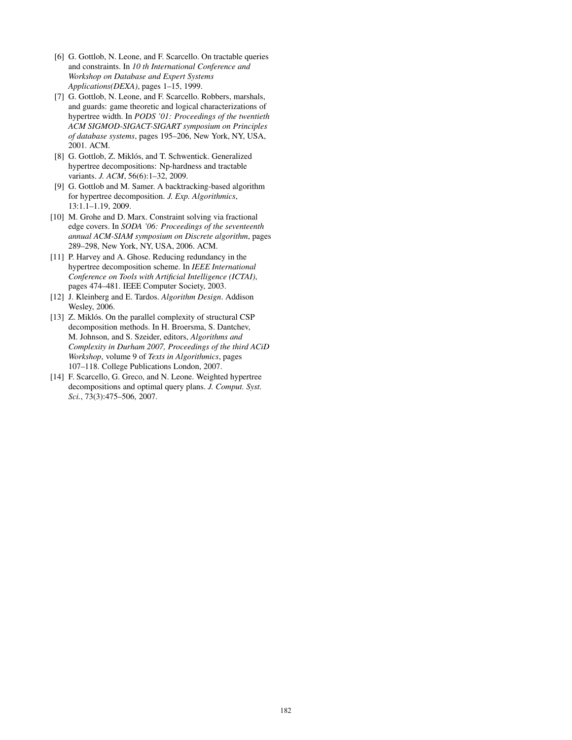[6] G. Gottlob, N. Leone, and F. Scarcello. On tractable queries and constraints. In *10 th International Conference and Workshop on Database and Expert Systems Applications(DEXA)*, pages 1–15, 1999.

[7] G. Gottlob, N. Leone, and F. Scarcello. Robbers, marshals, and guards: game theoretic and logical characterizations of hypertree width. In *PODS '01: Proceedings of the twentieth ACM SIGMOD-SIGACT-SIGART symposium on Principles of database systems*, pages 195–206, New York, NY, USA, 2001. ACM.

[8] G. Gottlob, Z. Miklós, and T. Schwentick. Generalized hypertree decompositions: Np-hardness and tractable variants. *J. ACM*, 56(6):1–32, 2009.

[9] G. Gottlob and M. Samer. A backtracking-based algorithm for hypertree decomposition. *J. Exp. Algorithmics*, 13:1.1–1.19, 2009.

[10] M. Grohe and D. Marx. Constraint solving via fractional edge covers. In *SODA '06: Proceedings of the seventeenth annual ACM-SIAM symposium on Discrete algorithm*, pages 289–298, New York, NY, USA, 2006. ACM.

[11] P. Harvey and A. Ghose. Reducing redundancy in the hypertree decomposition scheme. In *IEEE International Conference on Tools with Artificial Intelligence (ICTAI)*, pages 474–481. IEEE Computer Society, 2003.

[12] J. Kleinberg and E. Tardos. *Algorithm Design*. Addison Wesley, 2006.

[13] Z. Miklós. On the parallel complexity of structural CSP decomposition methods. In H. Broersma, S. Dantchev, M. Johnson, and S. Szeider, editors, *Algorithms and Complexity in Durham 2007, Proceedings of the third ACiD Workshop*, volume 9 of *Texts in Algorithmics*, pages 107–118. College Publications London, 2007.

[14] F. Scarcello, G. Greco, and N. Leone. Weighted hypertree decompositions and optimal query plans. *J. Comput. Syst. Sci.*, 73(3):475–506, 2007.